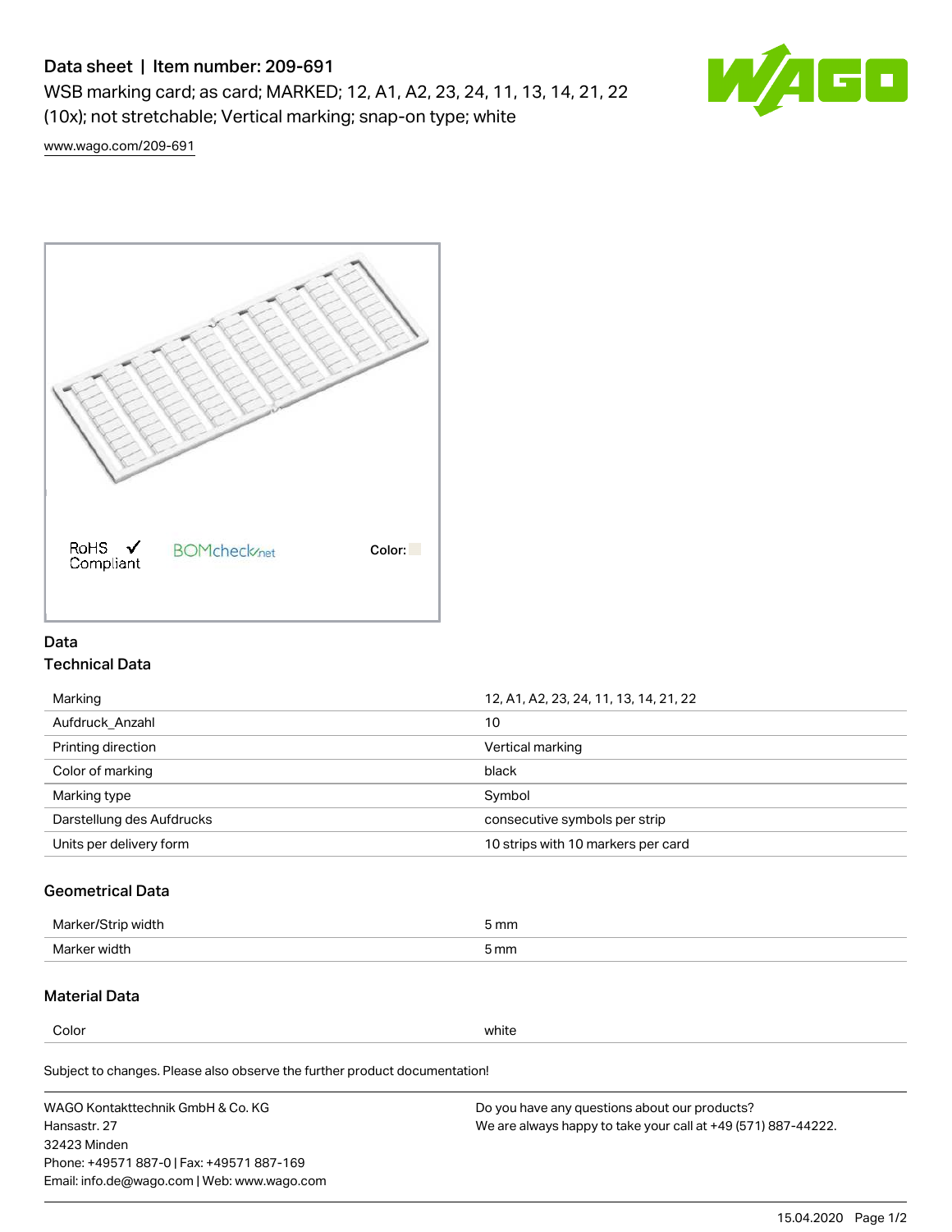# Data sheet | Item number: 209-691

WSB marking card; as card; MARKED; 12, A1, A2, 23, 24, 11, 13, 14, 21, 22 (10x); not stretchable; Vertical marking; snap-on type; white

www.wago.com/209-691

RoHS Compliant ✓   BOMcheck.net   Color:

## Data

### Technical Data

| | |
|---|---|
| Marking | 12, A1, A2, 23, 24, 11, 13, 14, 21, 22 |
| Aufdruck_Anzahl | 10 |
| Printing direction | Vertical marking |
| Color of marking | black |
| Marking type | Symbol |
| Darstellung des Aufdrucks | consecutive symbols per strip |
| Units per delivery form | 10 strips with 10 markers per card |

### Geometrical Data

| | |
|---|---|
| Marker/Strip width | 5 mm |
| Marker width | 5 mm |

### Material Data

| | |
|---|---|
| Color | white |

Subject to changes. Please also observe the further product documentation!

WAGO Kontakttechnik GmbH & Co. KG
Hansastr. 27
32423 Minden
Phone: +49571 887-0 | Fax: +49571 887-169
Email: info.de@wago.com | Web: www.wago.com

Do you have any questions about our products?
We are always happy to take your call at +49 (571) 887-44222.

15.04.2020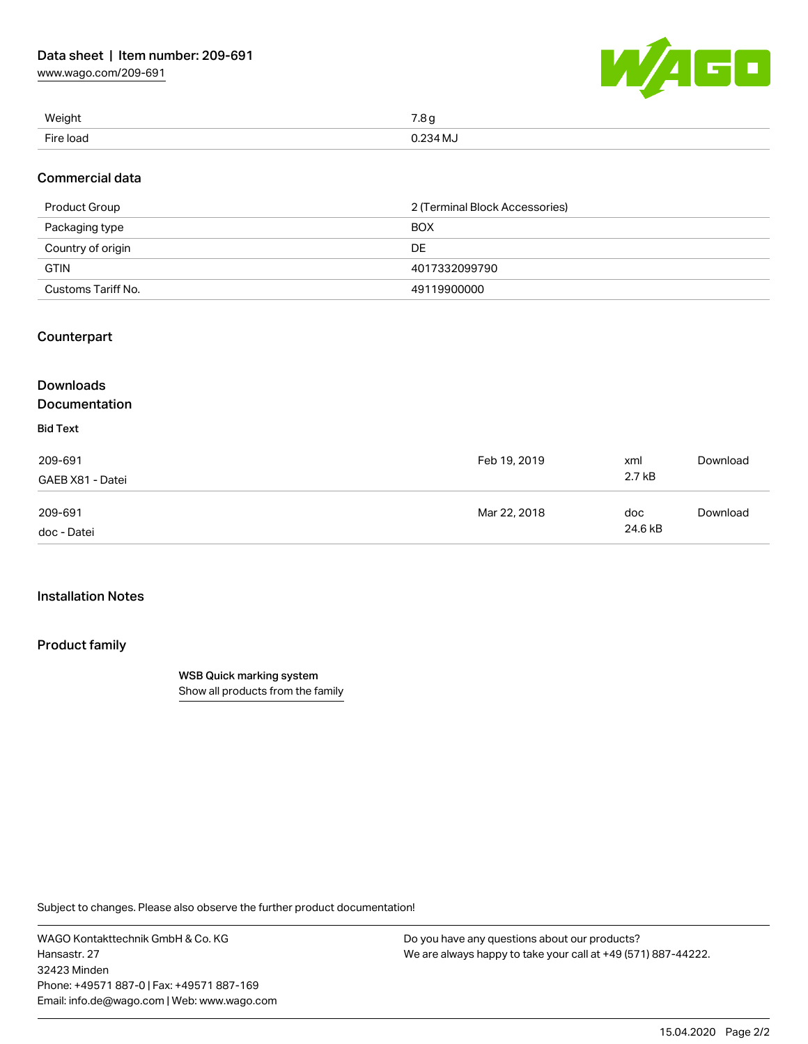| | |
|---|---|
| Weight | 7.8 g |
| Fire load | 0.234 MJ |

## Commercial data

| | |
|---|---|
| Product Group | 2 (Terminal Block Accessories) |
| Packaging type | BOX |
| Country of origin | DE |
| GTIN | 4017332099790 |
| Customs Tariff No. | 49119900000 |

## Counterpart

## Downloads

## Documentation

**Bid Text**

| | | | |
|---|---|---|---|
| 209-691<br>GAEB X81 - Datei | Feb 19, 2019 | xml<br>2.7 kB | Download |
| 209-691<br>doc - Datei | Mar 22, 2018 | doc<br>24.6 kB | Download |

## Installation Notes

## Product family

WSB Quick marking system
Show all products from the family

Subject to changes. Please also observe the further product documentation!

WAGO Kontakttechnik GmbH & Co. KG
Hansastr. 27
32423 Minden
Phone: +49571 887-0 | Fax: +49571 887-169
Email: info.de@wago.com | Web: www.wago.com

Do you have any questions about our products?
We are always happy to take your call at +49 (571) 887-44222.